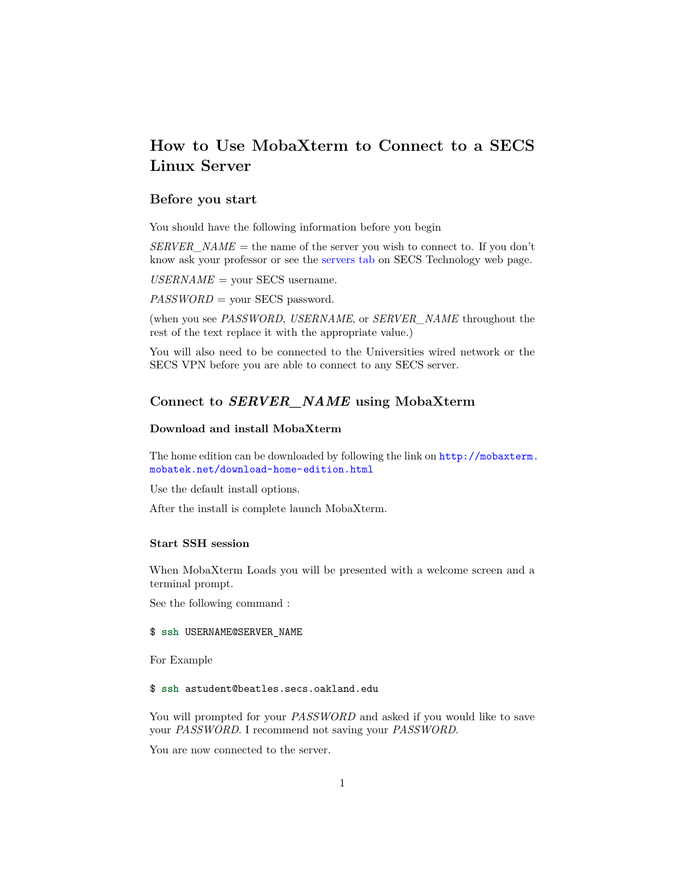# How to Use MobaXterm to Connect to a SECS Linux Server

## Before you start

You should have the following information before you begin

*SERVER_NAME* = the name of the server you wish to connect to. If you don't know ask your professor or see the servers tab on SECS Technology web page.

*USERNAME* = your SECS username.

*PASSWORD* = your SECS password.

(when you see *PASSWORD*, *USERNAME*, or *SERVER_NAME* throughout the rest of the text replace it with the appropriate value.)

You will also need to be connected to the Universities wired network or the SECS VPN before you are able to connect to any SECS server.

## Connect to *SERVER_NAME* using MobaXterm

### Download and install MobaXterm

The home edition can be downloaded by following the link on `http://mobaxterm.mobatek.net/download-home-edition.html`

Use the default install options.

After the install is complete launch MobaXterm.

### Start SSH session

When MobaXterm Loads you will be presented with a welcome screen and a terminal prompt.

See the following command :

```
$ ssh USERNAME@SERVER_NAME
```

For Example

```
$ ssh astudent@beatles.secs.oakland.edu
```

You will prompted for your *PASSWORD* and asked if you would like to save your *PASSWORD*. I recommend not saving your *PASSWORD*.

You are now connected to the server.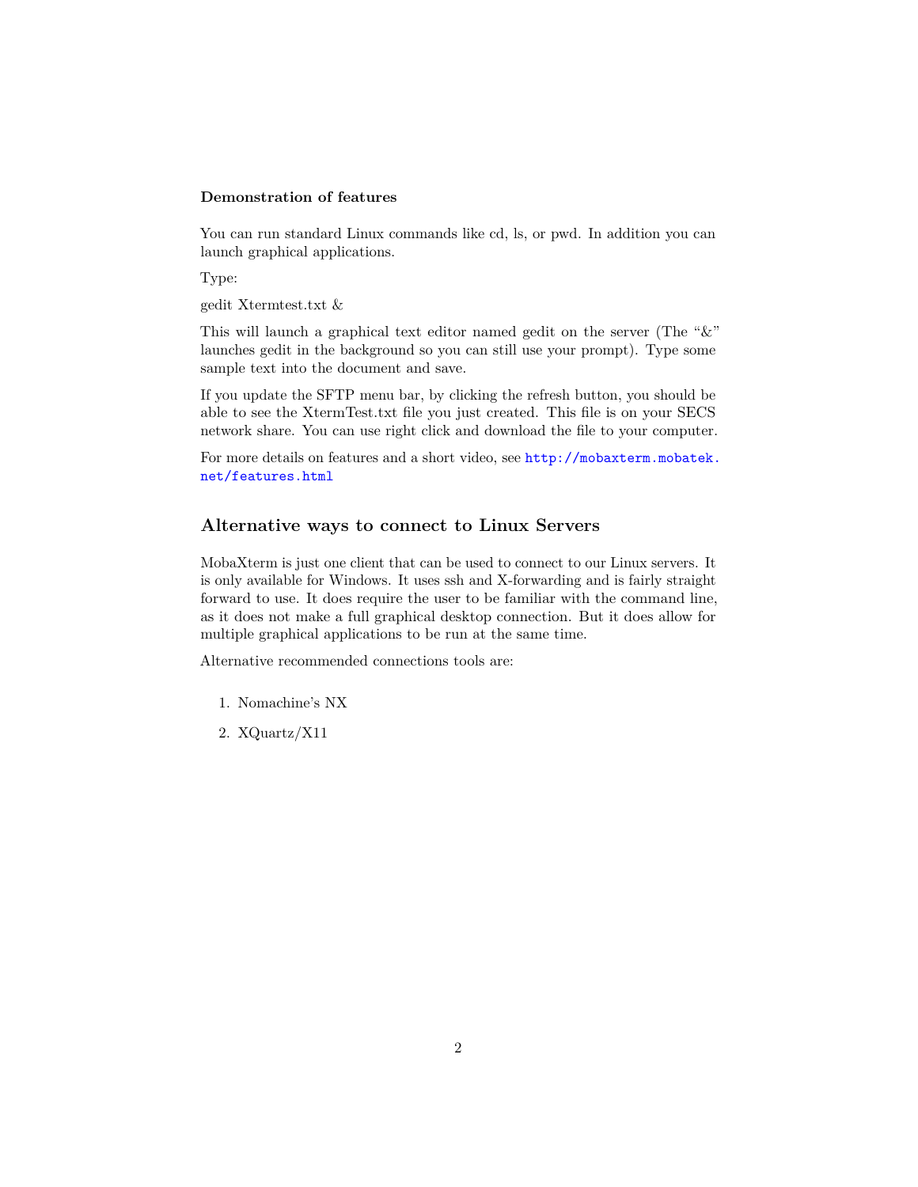### Demonstration of features

You can run standard Linux commands like cd, ls, or pwd. In addition you can launch graphical applications.

Type:

gedit Xtermtest.txt &

This will launch a graphical text editor named gedit on the server (The "&" launches gedit in the background so you can still use your prompt). Type some sample text into the document and save.

If you update the SFTP menu bar, by clicking the refresh button, you should be able to see the XtermTest.txt file you just created. This file is on your SECS network share. You can use right click and download the file to your computer.

For more details on features and a short video, see http://mobaxterm.mobatek.net/features.html

## Alternative ways to connect to Linux Servers

MobaXterm is just one client that can be used to connect to our Linux servers. It is only available for Windows. It uses ssh and X-forwarding and is fairly straight forward to use. It does require the user to be familiar with the command line, as it does not make a full graphical desktop connection. But it does allow for multiple graphical applications to be run at the same time.

Alternative recommended connections tools are:

1. Nomachine's NX
2. XQuartz/X11